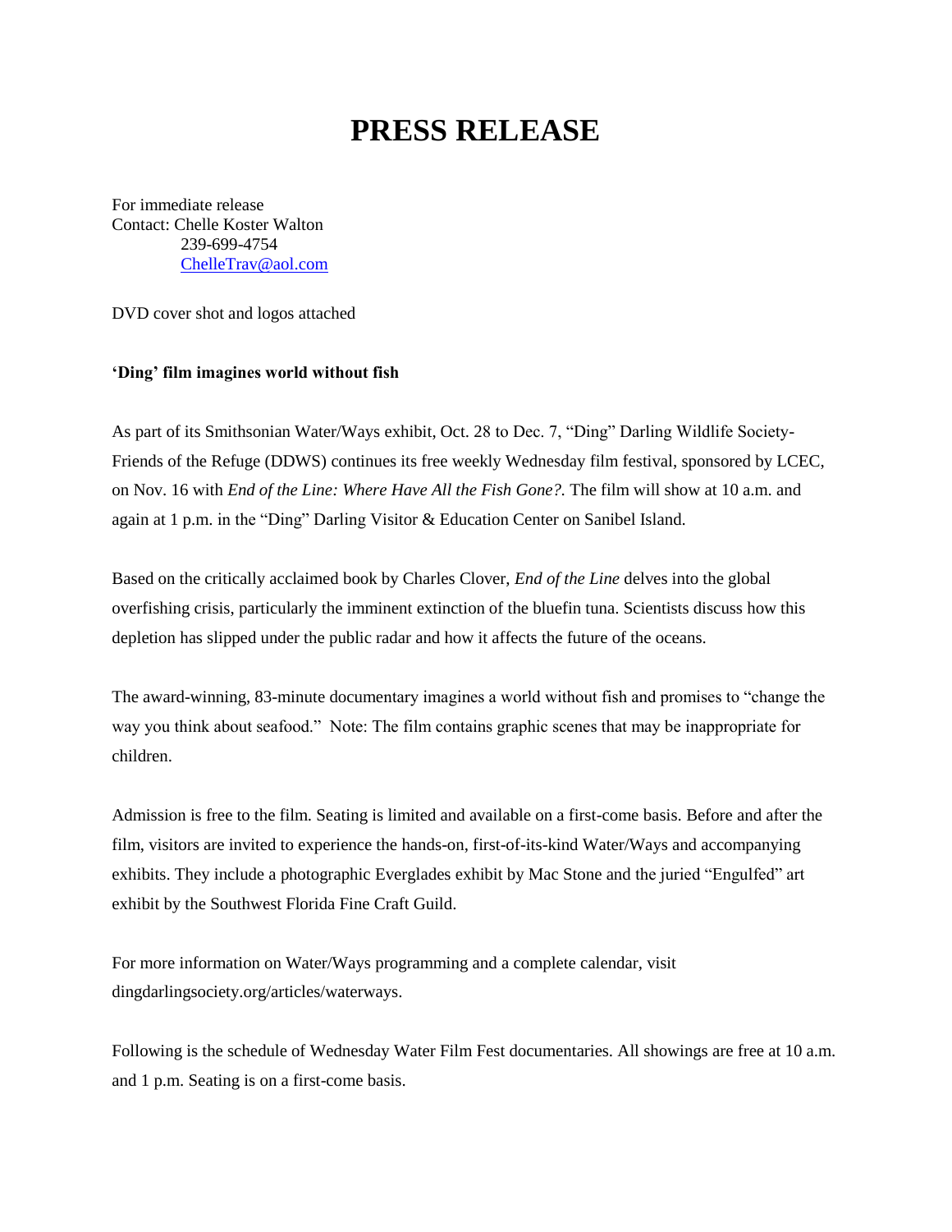# PRESS RELEASE

For immediate release
Contact: Chelle Koster Walton
239-699-4754
ChelleTrav@aol.com

DVD cover shot and logos attached

**'Ding' film imagines world without fish**

As part of its Smithsonian Water/Ways exhibit, Oct. 28 to Dec. 7, "Ding" Darling Wildlife Society-Friends of the Refuge (DDWS) continues its free weekly Wednesday film festival, sponsored by LCEC, on Nov. 16 with *End of the Line: Where Have All the Fish Gone?.* The film will show at 10 a.m. and again at 1 p.m. in the "Ding" Darling Visitor & Education Center on Sanibel Island.

Based on the critically acclaimed book by Charles Clover, *End of the Line* delves into the global overfishing crisis, particularly the imminent extinction of the bluefin tuna. Scientists discuss how this depletion has slipped under the public radar and how it affects the future of the oceans.

The award-winning, 83-minute documentary imagines a world without fish and promises to "change the way you think about seafood." Note: The film contains graphic scenes that may be inappropriate for children.

Admission is free to the film. Seating is limited and available on a first-come basis. Before and after the film, visitors are invited to experience the hands-on, first-of-its-kind Water/Ways and accompanying exhibits. They include a photographic Everglades exhibit by Mac Stone and the juried "Engulfed" art exhibit by the Southwest Florida Fine Craft Guild.

For more information on Water/Ways programming and a complete calendar, visit dingdarlingsociety.org/articles/waterways.

Following is the schedule of Wednesday Water Film Fest documentaries. All showings are free at 10 a.m. and 1 p.m. Seating is on a first-come basis.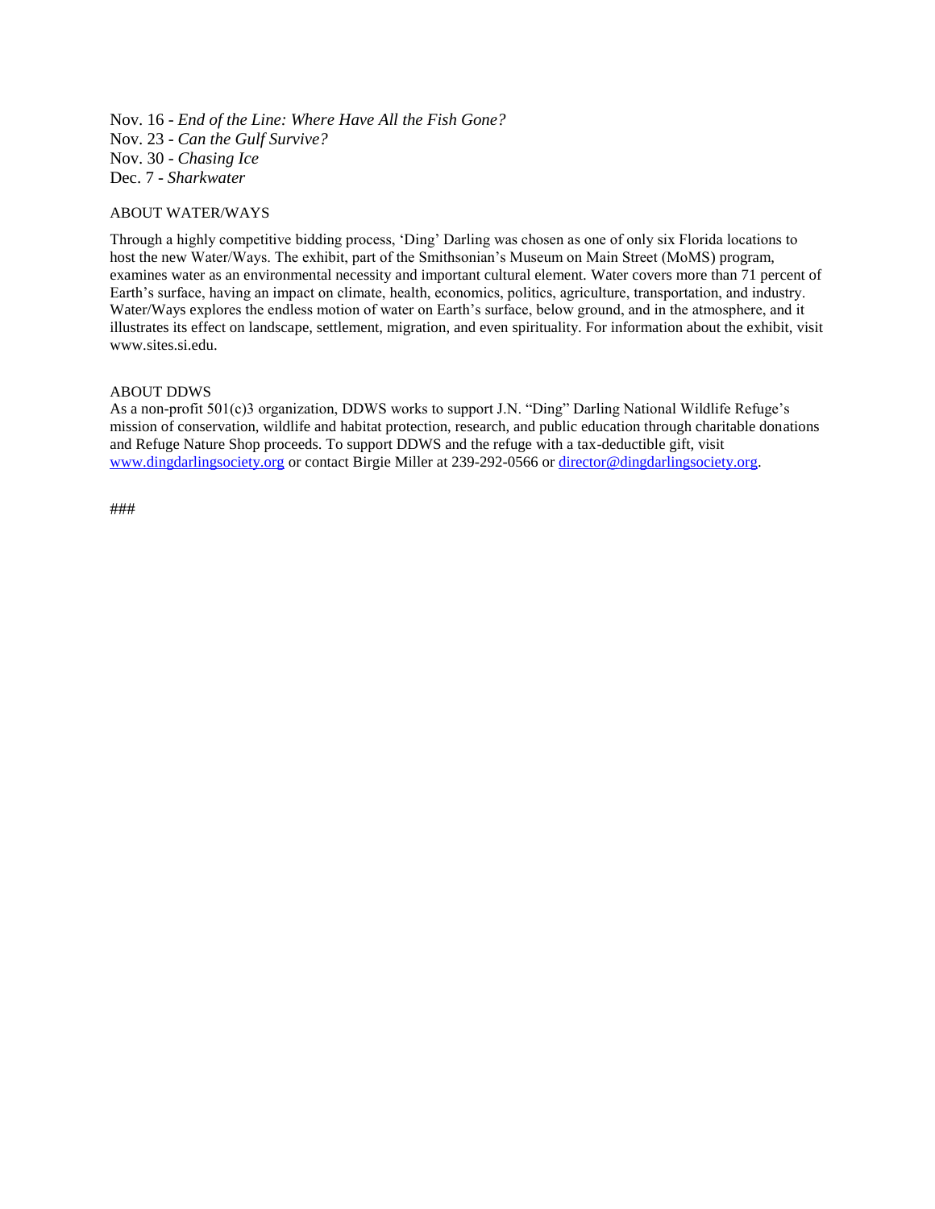Nov. 16 - *End of the Line: Where Have All the Fish Gone?*
Nov. 23 - *Can the Gulf Survive?*
Nov. 30 - *Chasing Ice*
Dec. 7 - *Sharkwater*

ABOUT WATER/WAYS

Through a highly competitive bidding process, 'Ding' Darling was chosen as one of only six Florida locations to host the new Water/Ways. The exhibit, part of the Smithsonian's Museum on Main Street (MoMS) program, examines water as an environmental necessity and important cultural element. Water covers more than 71 percent of Earth's surface, having an impact on climate, health, economics, politics, agriculture, transportation, and industry. Water/Ways explores the endless motion of water on Earth's surface, below ground, and in the atmosphere, and it illustrates its effect on landscape, settlement, migration, and even spirituality. For information about the exhibit, visit www.sites.si.edu.

ABOUT DDWS

As a non-profit 501(c)3 organization, DDWS works to support J.N. "Ding" Darling National Wildlife Refuge's mission of conservation, wildlife and habitat protection, research, and public education through charitable donations and Refuge Nature Shop proceeds. To support DDWS and the refuge with a tax-deductible gift, visit www.dingdarlingsociety.org or contact Birgie Miller at 239-292-0566 or director@dingdarlingsociety.org.

###